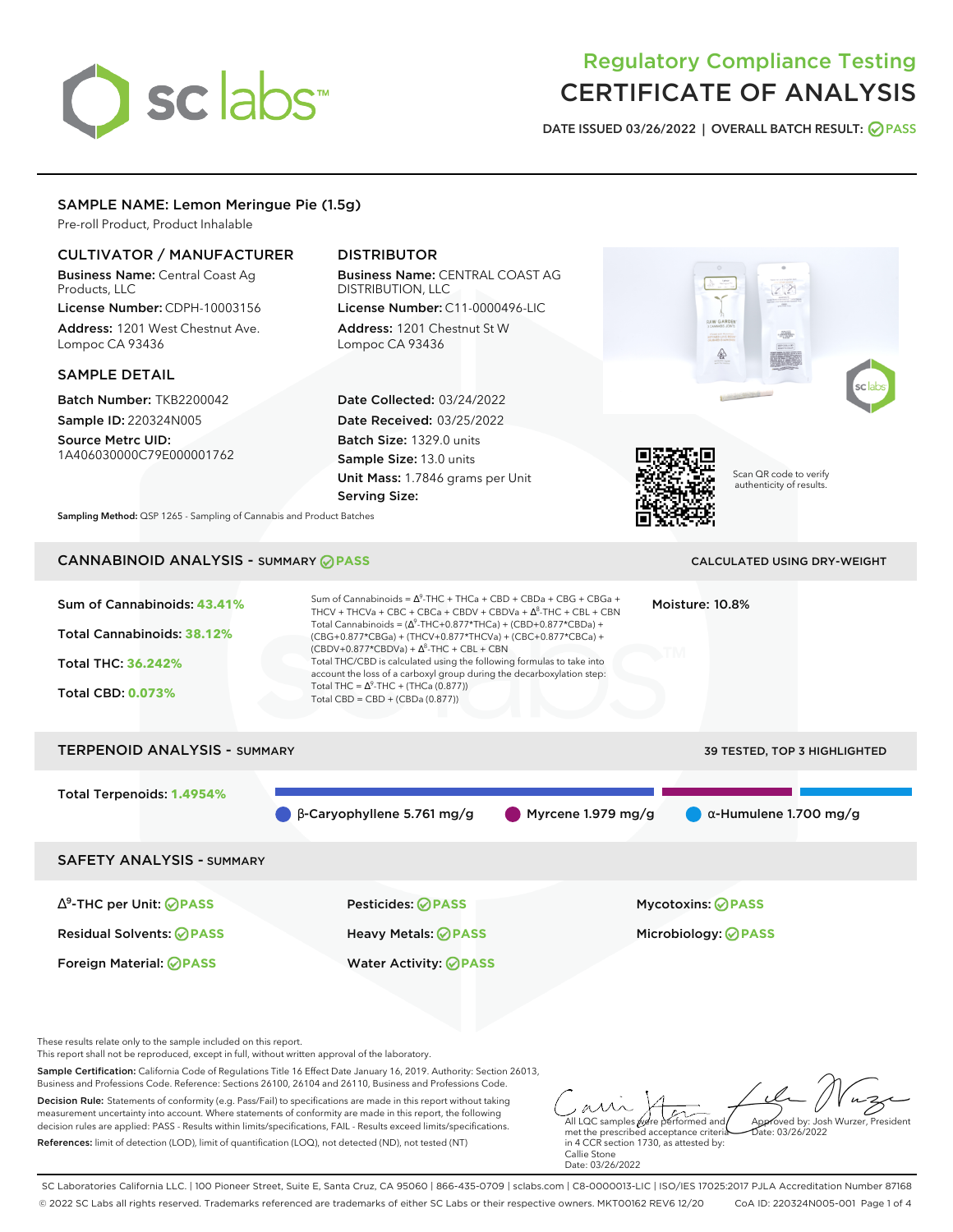# Regulatory Compliance Testing
# CERTIFICATE OF ANALYSIS

DATE ISSUED 03/26/2022 | OVERALL BATCH RESULT: PASS

## SAMPLE NAME: Lemon Meringue Pie (1.5g)

Pre-roll Product, Product Inhalable

### CULTIVATOR / MANUFACTURER

**Business Name:** Central Coast Ag Products, LLC

**License Number:** CDPH-10003156

**Address:** 1201 West Chestnut Ave. Lompoc CA 93436

### DISTRIBUTOR

**Business Name:** CENTRAL COAST AG DISTRIBUTION, LLC

**License Number:** C11-0000496-LIC

**Address:** 1201 Chestnut St W Lompoc CA 93436

### SAMPLE DETAIL

**Batch Number:** TKB2200042

**Sample ID:** 220324N005

**Source Metrc UID:** 1A406030000C79E000001762

**Date Collected:** 03/24/2022

**Date Received:** 03/25/2022

**Batch Size:** 1329.0 units

**Sample Size:** 13.0 units

**Unit Mass:** 1.7846 grams per Unit

**Serving Size:**

Scan QR code to verify authenticity of results.

**Sampling Method:** QSP 1265 - Sampling of Cannabis and Product Batches

## CANNABINOID ANALYSIS - SUMMARY PASS

CALCULATED USING DRY-WEIGHT

Sum of Cannabinoids: **43.41%**

Total Cannabinoids: **38.12%**

Total THC: **36.242%**

Total CBD: **0.073%**

Sum of Cannabinoids = $\Delta^9$-THC + THCa + CBD + CBDa + CBG + CBGa + THCV + THCVa + CBC + CBCa + CBDV + CBDVa + $\Delta^8$-THC + CBL + CBN

Total Cannabinoids = ($\Delta^9$-THC+0.877*THCa) + (CBD+0.877*CBDa) + (CBG+0.877*CBGa) + (THCV+0.877*THCVa) + (CBC+0.877*CBCa) + (CBDV+0.877*CBDVa) + $\Delta^8$-THC + CBL + CBN

Total THC/CBD is calculated using the following formulas to take into account the loss of a carboxyl group during the decarboxylation step:

Total THC = $\Delta^9$-THC + (THCa (0.877))

Total CBD = CBD + (CBDa (0.877))

Moisture: 10.8%

## TERPENOID ANALYSIS - SUMMARY

39 TESTED, TOP 3 HIGHLIGHTED

Total Terpenoids: **1.4954%**

β-Caryophyllene 5.761 mg/g | Myrcene 1.979 mg/g | α-Humulene 1.700 mg/g

## SAFETY ANALYSIS - SUMMARY

| | | |
|---|---|---|
| $\Delta^9$-THC per Unit: PASS | Pesticides: PASS | Mycotoxins: PASS |
| Residual Solvents: PASS | Heavy Metals: PASS | Microbiology: PASS |
| Foreign Material: PASS | Water Activity: PASS | |

These results relate only to the sample included on this report.
This report shall not be reproduced, except in full, without written approval of the laboratory.

**Sample Certification:** California Code of Regulations Title 16 Effect Date January 16, 2019. Authority: Section 26013, Business and Professions Code. Reference: Sections 26100, 26104 and 26110, Business and Professions Code.

**Decision Rule:** Statements of conformity (e.g. Pass/Fail) to specifications are made in this report without taking measurement uncertainty into account. Where statements of conformity are made in this report, the following decision rules are applied: PASS - Results within limits/specifications, FAIL - Results exceed limits/specifications.

**References:** limit of detection (LOD), limit of quantification (LOQ), not detected (ND), not tested (NT)

All LQC samples were performed and met the prescribed acceptance criteria in 4 CCR section 1730, as attested by: Callie Stone Date: 03/26/2022

Approved by: Josh Wurzer, President Date: 03/26/2022

SC Laboratories California LLC. | 100 Pioneer Street, Suite E, Santa Cruz, CA 95060 | 866-435-0709 | sclabs.com | C8-0000013-LIC | ISO/IES 17025:2017 PJLA Accreditation Number 87168
© 2022 SC Labs all rights reserved. Trademarks referenced are trademarks of either SC Labs or their respective owners. MKT00162 REV6 12/20 CoA ID: 220324N005-001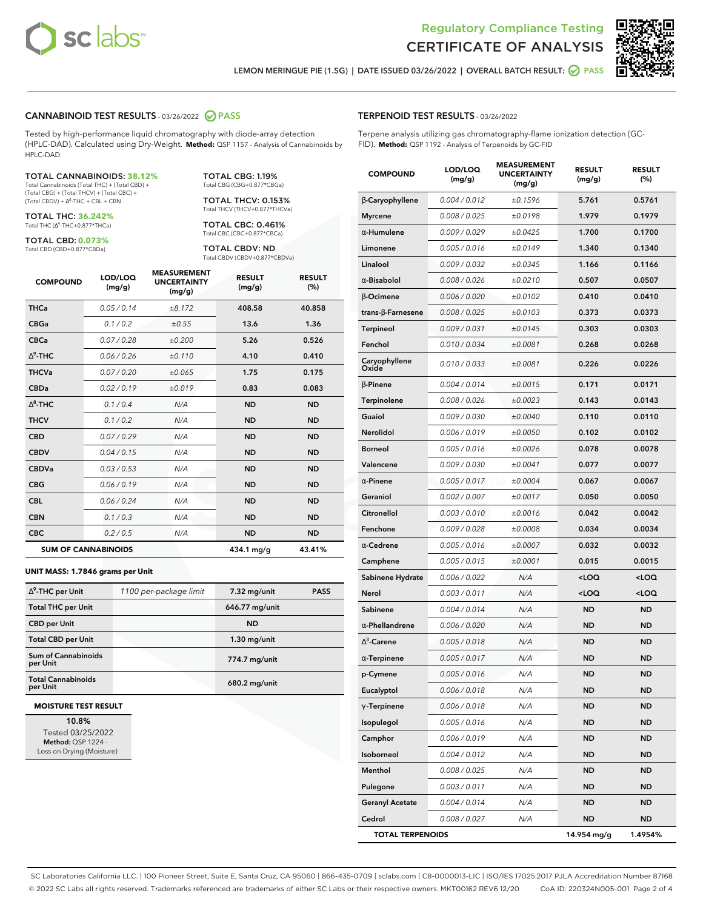# Regulatory Compliance Testing
# CERTIFICATE OF ANALYSIS

LEMON MERINGUE PIE (1.5G) | DATE ISSUED 03/26/2022 | OVERALL BATCH RESULT: PASS

## CANNABINOID TEST RESULTS - 03/26/2022 PASS

Tested by high-performance liquid chromatography with diode-array detection (HPLC-DAD). Calculated using Dry-Weight. **Method:** QSP 1157 - Analysis of Cannabinoids by HPLC-DAD

**TOTAL CANNABINOIDS: 38.12%**
Total Cannabinoids (Total THC) + (Total CBD) + (Total CBG) + (Total THCV) + (Total CBC) + (Total CBDV) + $\Delta^8$-THC + CBL + CBN

**TOTAL THC: 36.242%**
Total THC ($\Delta^9$-THC+0.877*THCa)

**TOTAL CBD: 0.073%**
Total CBD (CBD+0.877*CBDa)

**TOTAL CBG: 1.19%**
Total CBG (CBG+0.877*CBGa)

**TOTAL THCV: 0.153%**
Total THCV (THCV+0.877*THCVa)

**TOTAL CBC: 0.461%**
Total CBC (CBC+0.877*CBCa)

**TOTAL CBDV: ND**
Total CBDV (CBDV+0.877*CBDVa)

| COMPOUND | LOD/LOQ (mg/g) | MEASUREMENT UNCERTAINTY (mg/g) | RESULT (mg/g) | RESULT (%) |
|---|---|---|---|---|
| THCa | 0.05 / 0.14 | ±8.172 | 408.58 | 40.858 |
| CBGa | 0.1 / 0.2 | ±0.55 | 13.6 | 1.36 |
| CBCa | 0.07 / 0.28 | ±0.200 | 5.26 | 0.526 |
| $\Delta^9$-THC | 0.06 / 0.26 | ±0.110 | 4.10 | 0.410 |
| THCVa | 0.07 / 0.20 | ±0.065 | 1.75 | 0.175 |
| CBDa | 0.02 / 0.19 | ±0.019 | 0.83 | 0.083 |
| $\Delta^8$-THC | 0.1 / 0.4 | N/A | ND | ND |
| THCV | 0.1 / 0.2 | N/A | ND | ND |
| CBD | 0.07 / 0.29 | N/A | ND | ND |
| CBDV | 0.04 / 0.15 | N/A | ND | ND |
| CBDVa | 0.03 / 0.53 | N/A | ND | ND |
| CBG | 0.06 / 0.19 | N/A | ND | ND |
| CBL | 0.06 / 0.24 | N/A | ND | ND |
| CBN | 0.1 / 0.3 | N/A | ND | ND |
| CBC | 0.2 / 0.5 | N/A | ND | ND |
| **SUM OF CANNABINOIDS** | | | **434.1 mg/g** | **43.41%** |

**UNIT MASS: 1.7846 grams per Unit**

| | | | |
|---|---|---|---|
| $\Delta^9$-THC per Unit | 1100 per-package limit | 7.32 mg/unit | PASS |
| Total THC per Unit | | 646.77 mg/unit | |
| CBD per Unit | | ND | |
| Total CBD per Unit | | 1.30 mg/unit | |
| Sum of Cannabinoids per Unit | | 774.7 mg/unit | |
| Total Cannabinoids per Unit | | 680.2 mg/unit | |

**MOISTURE TEST RESULT**

10.8%
Tested 03/25/2022
**Method:** QSP 1224 - Loss on Drying (Moisture)

## TERPENOID TEST RESULTS - 03/26/2022

Terpene analysis utilizing gas chromatography-flame ionization detection (GC-FID). **Method:** QSP 1192 - Analysis of Terpenoids by GC-FID

| COMPOUND | LOD/LOQ (mg/g) | MEASUREMENT UNCERTAINTY (mg/g) | RESULT (mg/g) | RESULT (%) |
|---|---|---|---|---|
| β-Caryophyllene | 0.004 / 0.012 | ±0.1596 | 5.761 | 0.5761 |
| Myrcene | 0.008 / 0.025 | ±0.0198 | 1.979 | 0.1979 |
| α-Humulene | 0.009 / 0.029 | ±0.0425 | 1.700 | 0.1700 |
| Limonene | 0.005 / 0.016 | ±0.0149 | 1.340 | 0.1340 |
| Linalool | 0.009 / 0.032 | ±0.0345 | 1.166 | 0.1166 |
| α-Bisabolol | 0.008 / 0.026 | ±0.0210 | 0.507 | 0.0507 |
| β-Ocimene | 0.006 / 0.020 | ±0.0102 | 0.410 | 0.0410 |
| trans-β-Farnesene | 0.008 / 0.025 | ±0.0103 | 0.373 | 0.0373 |
| Terpineol | 0.009 / 0.031 | ±0.0145 | 0.303 | 0.0303 |
| Fenchol | 0.010 / 0.034 | ±0.0081 | 0.268 | 0.0268 |
| Caryophyllene Oxide | 0.010 / 0.033 | ±0.0081 | 0.226 | 0.0226 |
| β-Pinene | 0.004 / 0.014 | ±0.0015 | 0.171 | 0.0171 |
| Terpinolene | 0.008 / 0.026 | ±0.0023 | 0.143 | 0.0143 |
| Guaiol | 0.009 / 0.030 | ±0.0040 | 0.110 | 0.0110 |
| Nerolidol | 0.006 / 0.019 | ±0.0050 | 0.102 | 0.0102 |
| Borneol | 0.005 / 0.016 | ±0.0026 | 0.078 | 0.0078 |
| Valencene | 0.009 / 0.030 | ±0.0041 | 0.077 | 0.0077 |
| α-Pinene | 0.005 / 0.017 | ±0.0004 | 0.067 | 0.0067 |
| Geraniol | 0.002 / 0.007 | ±0.0017 | 0.050 | 0.0050 |
| Citronellol | 0.003 / 0.010 | ±0.0016 | 0.042 | 0.0042 |
| Fenchone | 0.009 / 0.028 | ±0.0008 | 0.034 | 0.0034 |
| α-Cedrene | 0.005 / 0.016 | ±0.0007 | 0.032 | 0.0032 |
| Camphene | 0.005 / 0.015 | ±0.0001 | 0.015 | 0.0015 |
| Sabinene Hydrate | 0.006 / 0.022 | N/A | <LOQ | <LOQ |
| Nerol | 0.003 / 0.011 | N/A | <LOQ | <LOQ |
| Sabinene | 0.004 / 0.014 | N/A | ND | ND |
| α-Phellandrene | 0.006 / 0.020 | N/A | ND | ND |
| $\Delta^3$-Carene | 0.005 / 0.018 | N/A | ND | ND |
| α-Terpinene | 0.005 / 0.017 | N/A | ND | ND |
| p-Cymene | 0.005 / 0.016 | N/A | ND | ND |
| Eucalyptol | 0.006 / 0.018 | N/A | ND | ND |
| γ-Terpinene | 0.006 / 0.018 | N/A | ND | ND |
| Isopulegol | 0.005 / 0.016 | N/A | ND | ND |
| Camphor | 0.006 / 0.019 | N/A | ND | ND |
| Isoborneol | 0.004 / 0.012 | N/A | ND | ND |
| Menthol | 0.008 / 0.025 | N/A | ND | ND |
| Pulegone | 0.003 / 0.011 | N/A | ND | ND |
| Geranyl Acetate | 0.004 / 0.014 | N/A | ND | ND |
| Cedrol | 0.008 / 0.027 | N/A | ND | ND |
| **TOTAL TERPENOIDS** | | | **14.954 mg/g** | **1.4954%** |

SC Laboratories California LLC. | 100 Pioneer Street, Suite E, Santa Cruz, CA 95060 | 866-435-0709 | sclabs.com | C8-0000013-LIC | ISO/IES 17025:2017 PJLA Accreditation Number 87168
© 2022 SC Labs all rights reserved. Trademarks referenced are trademarks of either SC Labs or their respective owners. MKT00162 REV6 12/20 CoA ID: 220324N005-001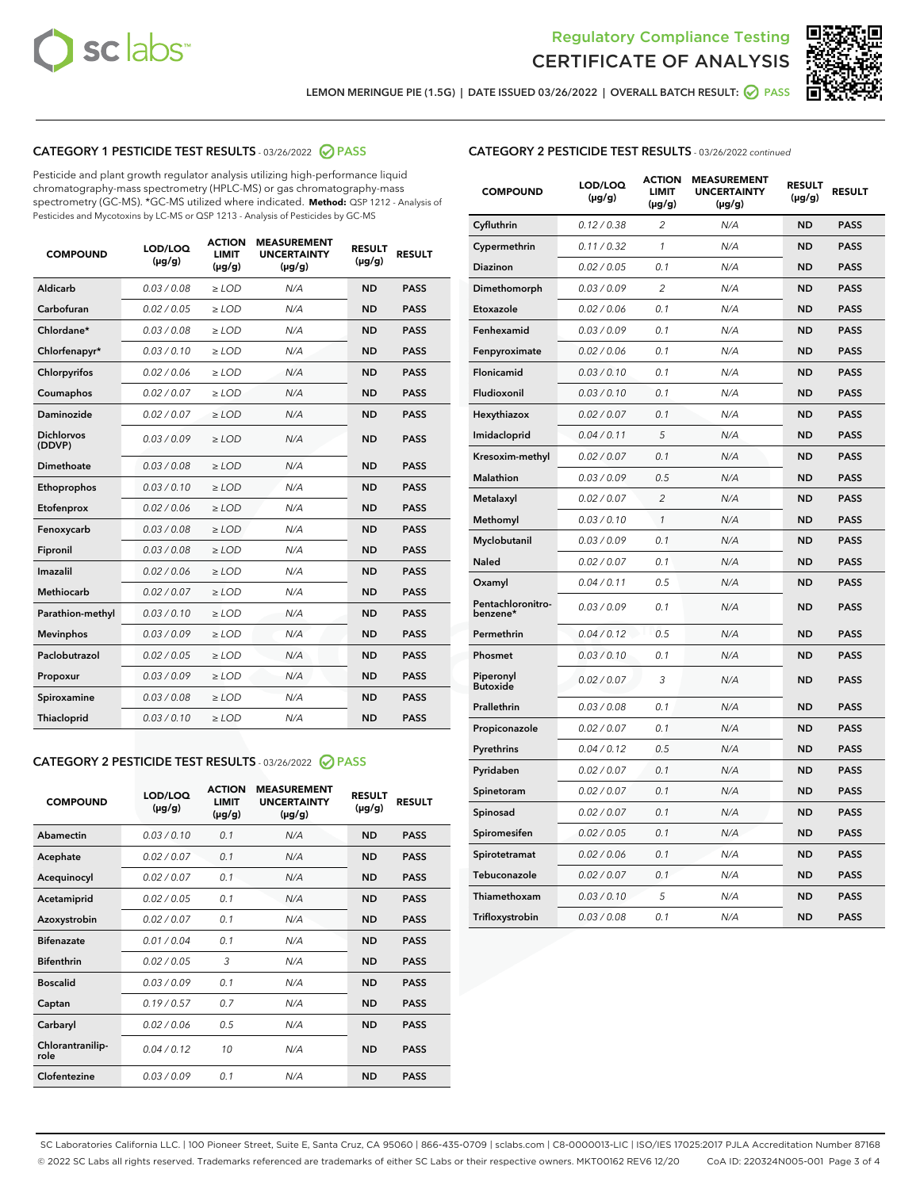Regulatory Compliance Testing

CERTIFICATE OF ANALYSIS

LEMON MERINGUE PIE (1.5G) | DATE ISSUED 03/26/2022 | OVERALL BATCH RESULT: PASS

## CATEGORY 1 PESTICIDE TEST RESULTS - 03/26/2022 PASS

Pesticide and plant growth regulator analysis utilizing high-performance liquid chromatography-mass spectrometry (HPLC-MS) or gas chromatography-mass spectrometry (GC-MS). *GC-MS utilized where indicated. **Method:** QSP 1212 - Analysis of Pesticides and Mycotoxins by LC-MS or QSP 1213 - Analysis of Pesticides by GC-MS

| COMPOUND | LOD/LOQ (µg/g) | ACTION LIMIT (µg/g) | MEASUREMENT UNCERTAINTY (µg/g) | RESULT (µg/g) | RESULT |
|---|---|---|---|---|---|
| Aldicarb | 0.03 / 0.08 | ≥ LOD | N/A | ND | PASS |
| Carbofuran | 0.02 / 0.05 | ≥ LOD | N/A | ND | PASS |
| Chlordane* | 0.03 / 0.08 | ≥ LOD | N/A | ND | PASS |
| Chlorfenapyr* | 0.03 / 0.10 | ≥ LOD | N/A | ND | PASS |
| Chlorpyrifos | 0.02 / 0.06 | ≥ LOD | N/A | ND | PASS |
| Coumaphos | 0.02 / 0.07 | ≥ LOD | N/A | ND | PASS |
| Daminozide | 0.02 / 0.07 | ≥ LOD | N/A | ND | PASS |
| Dichlorvos (DDVP) | 0.03 / 0.09 | ≥ LOD | N/A | ND | PASS |
| Dimethoate | 0.03 / 0.08 | ≥ LOD | N/A | ND | PASS |
| Ethoprophos | 0.03 / 0.10 | ≥ LOD | N/A | ND | PASS |
| Etofenprox | 0.02 / 0.06 | ≥ LOD | N/A | ND | PASS |
| Fenoxycarb | 0.03 / 0.08 | ≥ LOD | N/A | ND | PASS |
| Fipronil | 0.03 / 0.08 | ≥ LOD | N/A | ND | PASS |
| Imazalil | 0.02 / 0.06 | ≥ LOD | N/A | ND | PASS |
| Methiocarb | 0.02 / 0.07 | ≥ LOD | N/A | ND | PASS |
| Parathion-methyl | 0.03 / 0.10 | ≥ LOD | N/A | ND | PASS |
| Mevinphos | 0.03 / 0.09 | ≥ LOD | N/A | ND | PASS |
| Paclobutrazol | 0.02 / 0.05 | ≥ LOD | N/A | ND | PASS |
| Propoxur | 0.03 / 0.09 | ≥ LOD | N/A | ND | PASS |
| Spiroxamine | 0.03 / 0.08 | ≥ LOD | N/A | ND | PASS |
| Thiacloprid | 0.03 / 0.10 | ≥ LOD | N/A | ND | PASS |

## CATEGORY 2 PESTICIDE TEST RESULTS - 03/26/2022 PASS

| COMPOUND | LOD/LOQ (µg/g) | ACTION LIMIT (µg/g) | MEASUREMENT UNCERTAINTY (µg/g) | RESULT (µg/g) | RESULT |
|---|---|---|---|---|---|
| Abamectin | 0.03 / 0.10 | 0.1 | N/A | ND | PASS |
| Acephate | 0.02 / 0.07 | 0.1 | N/A | ND | PASS |
| Acequinocyl | 0.02 / 0.07 | 0.1 | N/A | ND | PASS |
| Acetamiprid | 0.02 / 0.05 | 0.1 | N/A | ND | PASS |
| Azoxystrobin | 0.02 / 0.07 | 0.1 | N/A | ND | PASS |
| Bifenazate | 0.01 / 0.04 | 0.1 | N/A | ND | PASS |
| Bifenthrin | 0.02 / 0.05 | 3 | N/A | ND | PASS |
| Boscalid | 0.03 / 0.09 | 0.1 | N/A | ND | PASS |
| Captan | 0.19 / 0.57 | 0.7 | N/A | ND | PASS |
| Carbaryl | 0.02 / 0.06 | 0.5 | N/A | ND | PASS |
| Chlorantraniliprole | 0.04 / 0.12 | 10 | N/A | ND | PASS |
| Clofentezine | 0.03 / 0.09 | 0.1 | N/A | ND | PASS |
| Cyfluthrin | 0.12 / 0.38 | 2 | N/A | ND | PASS |
| Cypermethrin | 0.11 / 0.32 | 1 | N/A | ND | PASS |
| Diazinon | 0.02 / 0.05 | 0.1 | N/A | ND | PASS |
| Dimethomorph | 0.03 / 0.09 | 2 | N/A | ND | PASS |
| Etoxazole | 0.02 / 0.06 | 0.1 | N/A | ND | PASS |
| Fenhexamid | 0.03 / 0.09 | 0.1 | N/A | ND | PASS |
| Fenpyroximate | 0.02 / 0.06 | 0.1 | N/A | ND | PASS |
| Flonicamid | 0.03 / 0.10 | 0.1 | N/A | ND | PASS |
| Fludioxonil | 0.03 / 0.10 | 0.1 | N/A | ND | PASS |
| Hexythiazox | 0.02 / 0.07 | 0.1 | N/A | ND | PASS |
| Imidacloprid | 0.04 / 0.11 | 5 | N/A | ND | PASS |
| Kresoxim-methyl | 0.02 / 0.07 | 0.1 | N/A | ND | PASS |
| Malathion | 0.03 / 0.09 | 0.5 | N/A | ND | PASS |
| Metalaxyl | 0.02 / 0.07 | 2 | N/A | ND | PASS |
| Methomyl | 0.03 / 0.10 | 1 | N/A | ND | PASS |
| Myclobutanil | 0.03 / 0.09 | 0.1 | N/A | ND | PASS |
| Naled | 0.02 / 0.07 | 0.1 | N/A | ND | PASS |
| Oxamyl | 0.04 / 0.11 | 0.5 | N/A | ND | PASS |
| Pentachloronitrobenzene* | 0.03 / 0.09 | 0.1 | N/A | ND | PASS |
| Permethrin | 0.04 / 0.12 | 0.5 | N/A | ND | PASS |
| Phosmet | 0.03 / 0.10 | 0.1 | N/A | ND | PASS |
| Piperonyl Butoxide | 0.02 / 0.07 | 3 | N/A | ND | PASS |
| Prallethrin | 0.03 / 0.08 | 0.1 | N/A | ND | PASS |
| Propiconazole | 0.02 / 0.07 | 0.1 | N/A | ND | PASS |
| Pyrethrins | 0.04 / 0.12 | 0.5 | N/A | ND | PASS |
| Pyridaben | 0.02 / 0.07 | 0.1 | N/A | ND | PASS |
| Spinetoram | 0.02 / 0.07 | 0.1 | N/A | ND | PASS |
| Spinosad | 0.02 / 0.07 | 0.1 | N/A | ND | PASS |
| Spiromesifen | 0.02 / 0.05 | 0.1 | N/A | ND | PASS |
| Spirotetramat | 0.02 / 0.06 | 0.1 | N/A | ND | PASS |
| Tebuconazole | 0.02 / 0.07 | 0.1 | N/A | ND | PASS |
| Thiamethoxam | 0.03 / 0.10 | 5 | N/A | ND | PASS |
| Trifloxystrobin | 0.03 / 0.08 | 0.1 | N/A | ND | PASS |

SC Laboratories California LLC. | 100 Pioneer Street, Suite E, Santa Cruz, CA 95060 | 866-435-0709 | sclabs.com | C8-0000013-LIC | ISO/IES 17025:2017 PJLA Accreditation Number 87168
© 2022 SC Labs all rights reserved. Trademarks referenced are trademarks of either SC Labs or their respective owners. MKT00162 REV6 12/20 CoA ID: 220324N005-001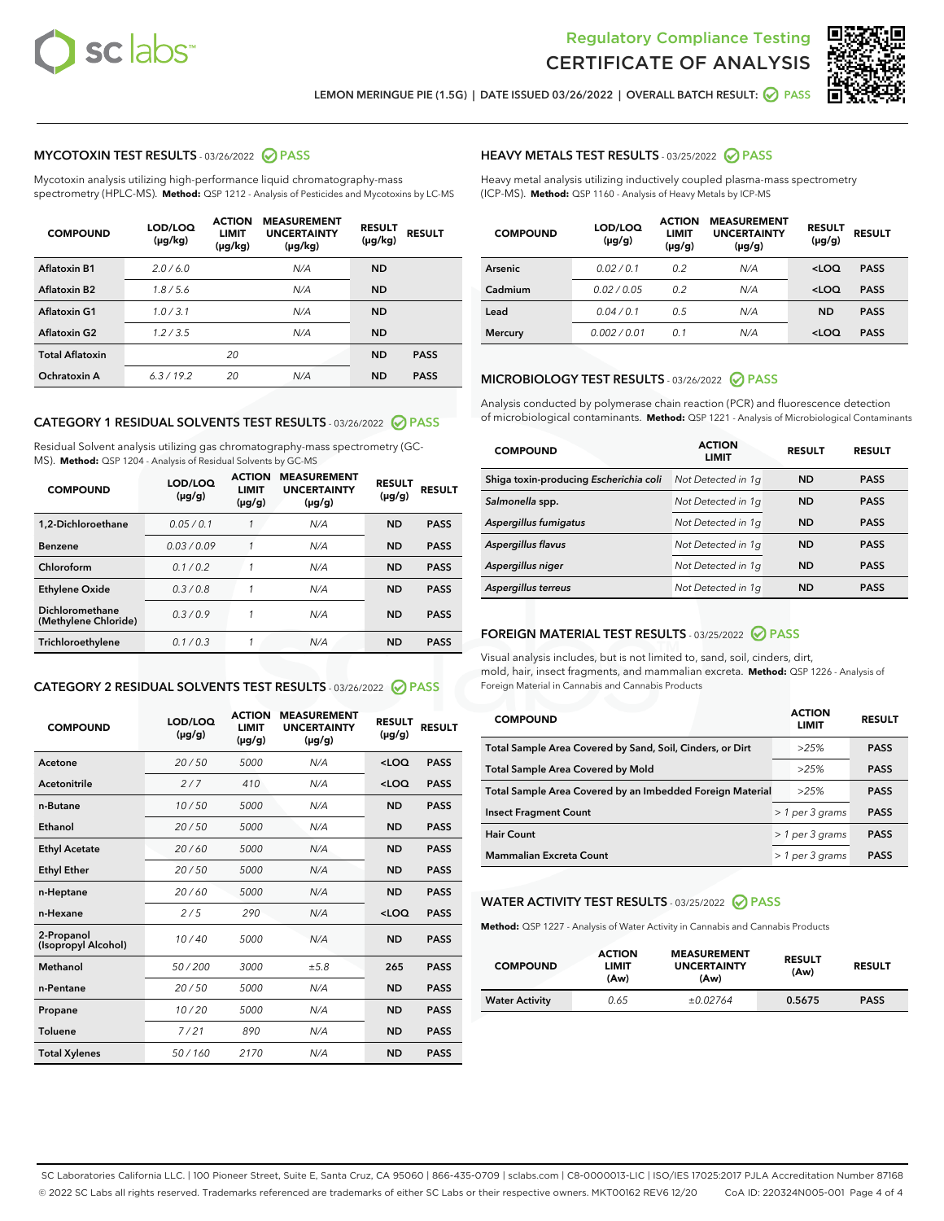Regulatory Compliance Testing

# CERTIFICATE OF ANALYSIS

LEMON MERINGUE PIE (1.5G) | DATE ISSUED 03/26/2022 | OVERALL BATCH RESULT: PASS

## MYCOTOXIN TEST RESULTS - 03/26/2022 PASS

Mycotoxin analysis utilizing high-performance liquid chromatography-mass spectrometry (HPLC-MS). **Method:** QSP 1212 - Analysis of Pesticides and Mycotoxins by LC-MS

| COMPOUND | LOD/LOQ (μg/kg) | ACTION LIMIT (μg/kg) | MEASUREMENT UNCERTAINTY (μg/kg) | RESULT (μg/kg) | RESULT |
|---|---|---|---|---|---|
| Aflatoxin B1 | 2.0 / 6.0 | | N/A | ND | |
| Aflatoxin B2 | 1.8 / 5.6 | | N/A | ND | |
| Aflatoxin G1 | 1.0 / 3.1 | | N/A | ND | |
| Aflatoxin G2 | 1.2 / 3.5 | | N/A | ND | |
| Total Aflatoxin | | 20 | | ND | PASS |
| Ochratoxin A | 6.3 / 19.2 | 20 | N/A | ND | PASS |

## CATEGORY 1 RESIDUAL SOLVENTS TEST RESULTS - 03/26/2022 PASS

Residual Solvent analysis utilizing gas chromatography-mass spectrometry (GC-MS). **Method:** QSP 1204 - Analysis of Residual Solvents by GC-MS

| COMPOUND | LOD/LOQ (μg/g) | ACTION LIMIT (μg/g) | MEASUREMENT UNCERTAINTY (μg/g) | RESULT (μg/g) | RESULT |
|---|---|---|---|---|---|
| 1,2-Dichloroethane | 0.05 / 0.1 | 1 | N/A | ND | PASS |
| Benzene | 0.03 / 0.09 | 1 | N/A | ND | PASS |
| Chloroform | 0.1 / 0.2 | 1 | N/A | ND | PASS |
| Ethylene Oxide | 0.3 / 0.8 | 1 | N/A | ND | PASS |
| Dichloromethane (Methylene Chloride) | 0.3 / 0.9 | 1 | N/A | ND | PASS |
| Trichloroethylene | 0.1 / 0.3 | 1 | N/A | ND | PASS |

## CATEGORY 2 RESIDUAL SOLVENTS TEST RESULTS - 03/26/2022 PASS

| COMPOUND | LOD/LOQ (μg/g) | ACTION LIMIT (μg/g) | MEASUREMENT UNCERTAINTY (μg/g) | RESULT (μg/g) | RESULT |
|---|---|---|---|---|---|
| Acetone | 20 / 50 | 5000 | N/A | <LOQ | PASS |
| Acetonitrile | 2 / 7 | 410 | N/A | <LOQ | PASS |
| n-Butane | 10 / 50 | 5000 | N/A | ND | PASS |
| Ethanol | 20 / 50 | 5000 | N/A | ND | PASS |
| Ethyl Acetate | 20 / 60 | 5000 | N/A | ND | PASS |
| Ethyl Ether | 20 / 50 | 5000 | N/A | ND | PASS |
| n-Heptane | 20 / 60 | 5000 | N/A | ND | PASS |
| n-Hexane | 2 / 5 | 290 | N/A | <LOQ | PASS |
| 2-Propanol (Isopropyl Alcohol) | 10 / 40 | 5000 | N/A | ND | PASS |
| Methanol | 50 / 200 | 3000 | ±5.8 | 265 | PASS |
| n-Pentane | 20 / 50 | 5000 | N/A | ND | PASS |
| Propane | 10 / 20 | 5000 | N/A | ND | PASS |
| Toluene | 7 / 21 | 890 | N/A | ND | PASS |
| Total Xylenes | 50 / 160 | 2170 | N/A | ND | PASS |

## HEAVY METALS TEST RESULTS - 03/25/2022 PASS

Heavy metal analysis utilizing inductively coupled plasma-mass spectrometry (ICP-MS). **Method:** QSP 1160 - Analysis of Heavy Metals by ICP-MS

| COMPOUND | LOD/LOQ (μg/g) | ACTION LIMIT (μg/g) | MEASUREMENT UNCERTAINTY (μg/g) | RESULT (μg/g) | RESULT |
|---|---|---|---|---|---|
| Arsenic | 0.02 / 0.1 | 0.2 | N/A | <LOQ | PASS |
| Cadmium | 0.02 / 0.05 | 0.2 | N/A | <LOQ | PASS |
| Lead | 0.04 / 0.1 | 0.5 | N/A | ND | PASS |
| Mercury | 0.002 / 0.01 | 0.1 | N/A | <LOQ | PASS |

## MICROBIOLOGY TEST RESULTS - 03/26/2022 PASS

Analysis conducted by polymerase chain reaction (PCR) and fluorescence detection of microbiological contaminants. **Method:** QSP 1221 - Analysis of Microbiological Contaminants

| COMPOUND | ACTION LIMIT | RESULT | RESULT |
|---|---|---|---|
| Shiga toxin-producing *Escherichia coli* | Not Detected in 1g | ND | PASS |
| *Salmonella* spp. | Not Detected in 1g | ND | PASS |
| *Aspergillus fumigatus* | Not Detected in 1g | ND | PASS |
| *Aspergillus flavus* | Not Detected in 1g | ND | PASS |
| *Aspergillus niger* | Not Detected in 1g | ND | PASS |
| *Aspergillus terreus* | Not Detected in 1g | ND | PASS |

## FOREIGN MATERIAL TEST RESULTS - 03/25/2022 PASS

Visual analysis includes, but is not limited to, sand, soil, cinders, dirt, mold, hair, insect fragments, and mammalian excreta. **Method:** QSP 1226 - Analysis of Foreign Material in Cannabis and Cannabis Products

| COMPOUND | ACTION LIMIT | RESULT |
|---|---|---|
| Total Sample Area Covered by Sand, Soil, Cinders, or Dirt | >25% | PASS |
| Total Sample Area Covered by Mold | >25% | PASS |
| Total Sample Area Covered by an Imbedded Foreign Material | >25% | PASS |
| Insect Fragment Count | > 1 per 3 grams | PASS |
| Hair Count | > 1 per 3 grams | PASS |
| Mammalian Excreta Count | > 1 per 3 grams | PASS |

## WATER ACTIVITY TEST RESULTS - 03/25/2022 PASS

**Method:** QSP 1227 - Analysis of Water Activity in Cannabis and Cannabis Products

| COMPOUND | ACTION LIMIT (Aw) | MEASUREMENT UNCERTAINTY (Aw) | RESULT (Aw) | RESULT |
|---|---|---|---|---|
| Water Activity | 0.65 | ±0.02764 | 0.5675 | PASS |

SC Laboratories California LLC. | 100 Pioneer Street, Suite E, Santa Cruz, CA 95060 | 866-435-0709 | sclabs.com | C8-0000013-LIC | ISO/IES 17025:2017 PJLA Accreditation Number 87168
© 2022 SC Labs all rights reserved. Trademarks referenced are trademarks of either SC Labs or their respective owners. MKT00162 REV6 12/20 CoA ID: 220324N005-001